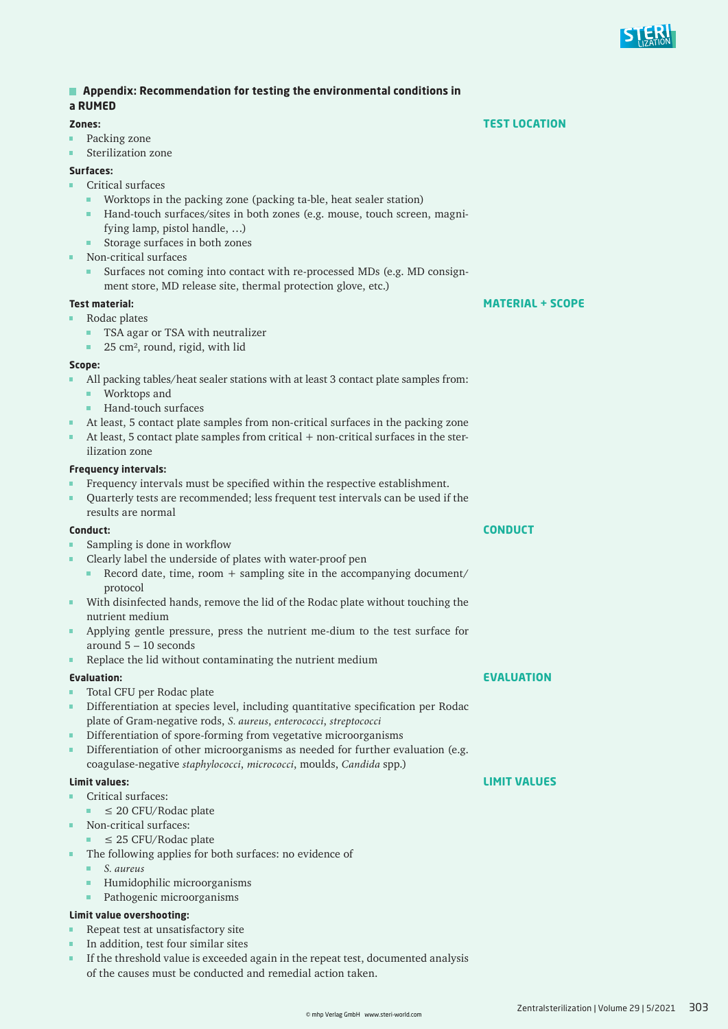## Appendix: Recommendation for testing the environmental conditions in a RUMED

**TEST LOCATION**

**Zones:**

- Packing zone
- Sterilization zone

**Surfaces:**

- Critical surfaces
  - Worktops in the packing zone (packing ta-ble, heat sealer station)
  - Hand-touch surfaces/sites in both zones (e.g. mouse, touch screen, magnifying lamp, pistol handle, …)
  - Storage surfaces in both zones
- Non-critical surfaces
  - Surfaces not coming into contact with re-processed MDs (e.g. MD consignment store, MD release site, thermal protection glove, etc.)

**MATERIAL + SCOPE**

**Test material:**

- Rodac plates
  - TSA agar or TSA with neutralizer
  - 25 cm², round, rigid, with lid

**Scope:**

- All packing tables/heat sealer stations with at least 3 contact plate samples from:
  - Worktops and
  - Hand-touch surfaces
- At least, 5 contact plate samples from non-critical surfaces in the packing zone
- At least, 5 contact plate samples from critical + non-critical surfaces in the sterilization zone

**Frequency intervals:**

- Frequency intervals must be specified within the respective establishment.
- Quarterly tests are recommended; less frequent test intervals can be used if the results are normal

**CONDUCT**

**Conduct:**

- Sampling is done in workflow
- Clearly label the underside of plates with water-proof pen
  - Record date, time, room + sampling site in the accompanying document/protocol
- With disinfected hands, remove the lid of the Rodac plate without touching the nutrient medium
- Applying gentle pressure, press the nutrient me-dium to the test surface for around 5 – 10 seconds
- Replace the lid without contaminating the nutrient medium

**EVALUATION**

**Evaluation:**

- Total CFU per Rodac plate
- Differentiation at species level, including quantitative specification per Rodac plate of Gram-negative rods, *S. aureus*, *enterococci*, *streptococci*
- Differentiation of spore-forming from vegetative microorganisms
- Differentiation of other microorganisms as needed for further evaluation (e.g. coagulase-negative *staphylococci*, *micrococci*, moulds, *Candida* spp.)

**LIMIT VALUES**

**Limit values:**

- Critical surfaces:
  - ≤ 20 CFU/Rodac plate
- Non-critical surfaces:
  - ≤ 25 CFU/Rodac plate
- The following applies for both surfaces: no evidence of
  - *S. aureus*
  - Humidophilic microorganisms
  - Pathogenic microorganisms

**Limit value overshooting:**

- Repeat test at unsatisfactory site
- In addition, test four similar sites
- If the threshold value is exceeded again in the repeat test, documented analysis of the causes must be conducted and remedial action taken.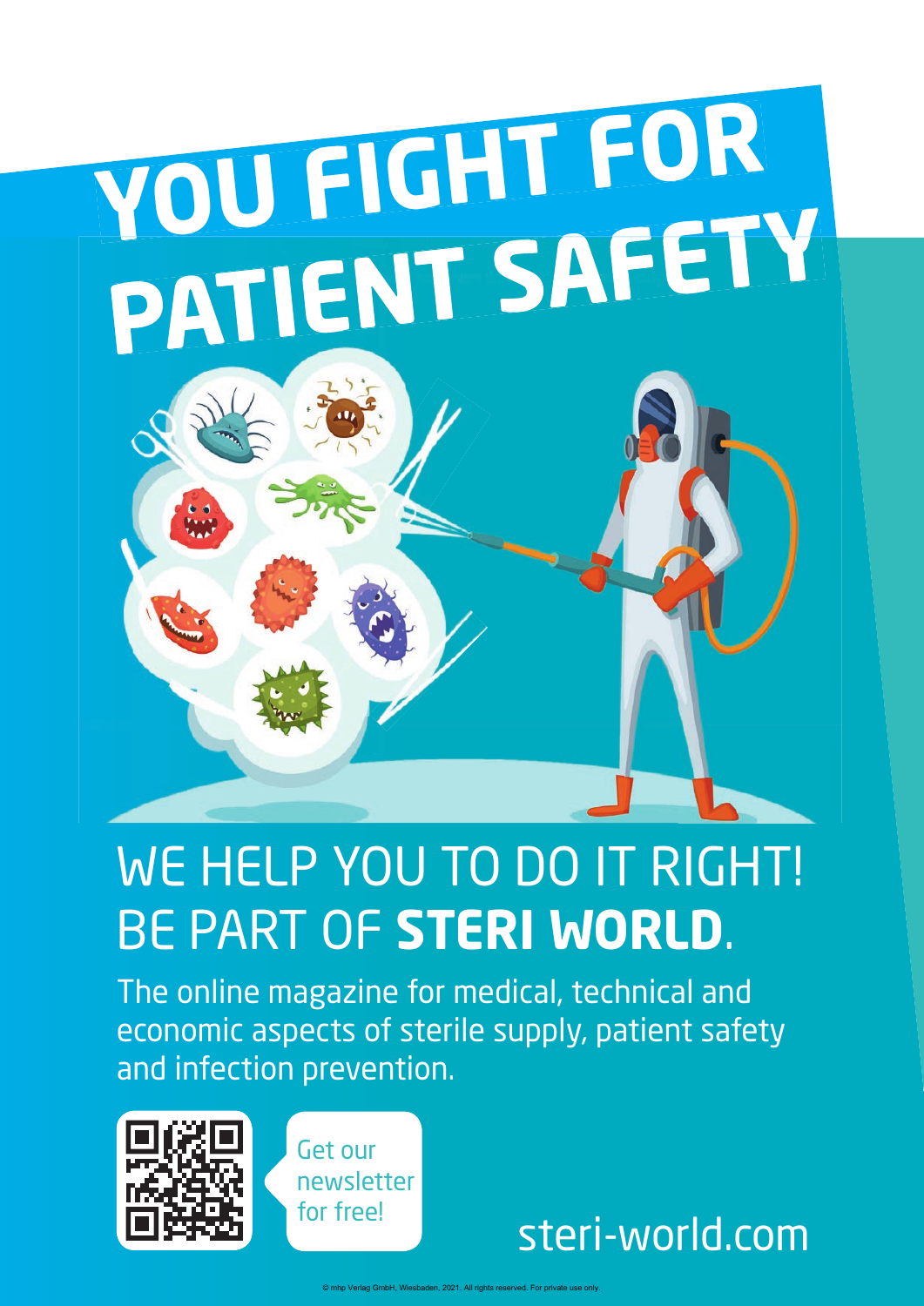# YOU FIGHT FOR PATIENT SAFETY

## WE HELP YOU TO DO IT RIGHT! BE PART OF **STERI WORLD**.

The online magazine for medical, technical and economic aspects of sterile supply, patient safety and infection prevention.

Get our newsletter for free!

steri-world.com

© mhp Verlag GmbH, Wiesbaden, 2021. All rights reserved. For private use only.